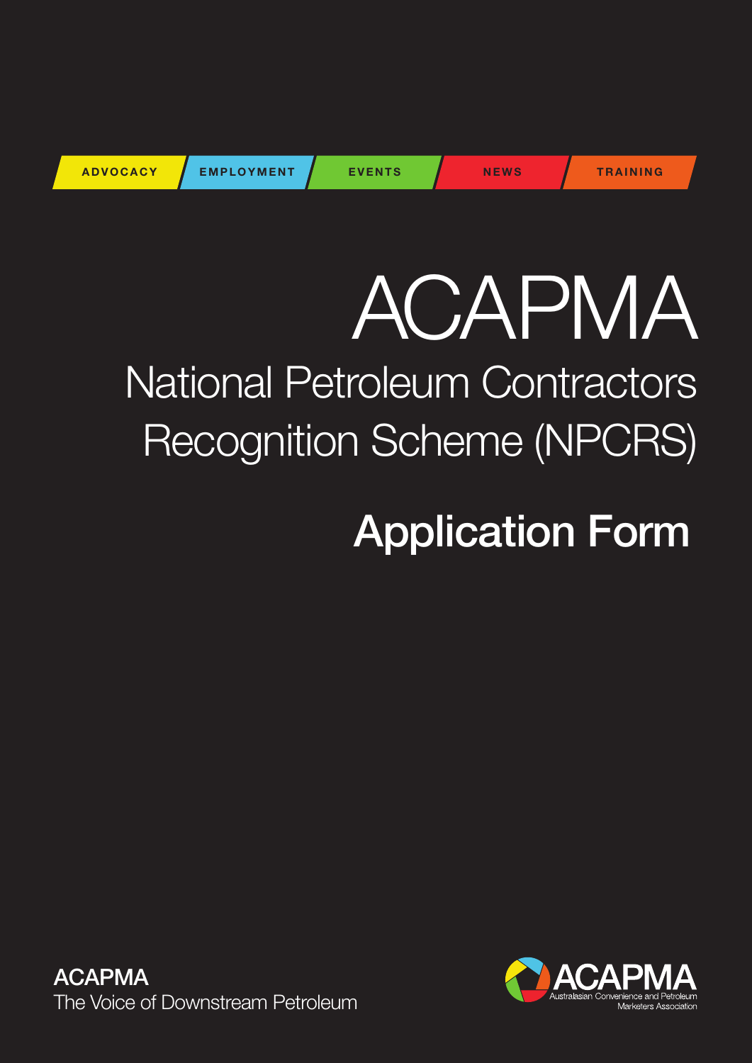ADVOCACY | EMPLOYMENT | EVENTS | NEWS | TRAINING

# ACAPMA

## National Petroleum Contractors Recognition Scheme (NPCRS)

# Application Form

**ACAPMA**
The Voice of Downstream Petroleum

ACAPMA
Australasian Convenience and Petroleum Marketers Association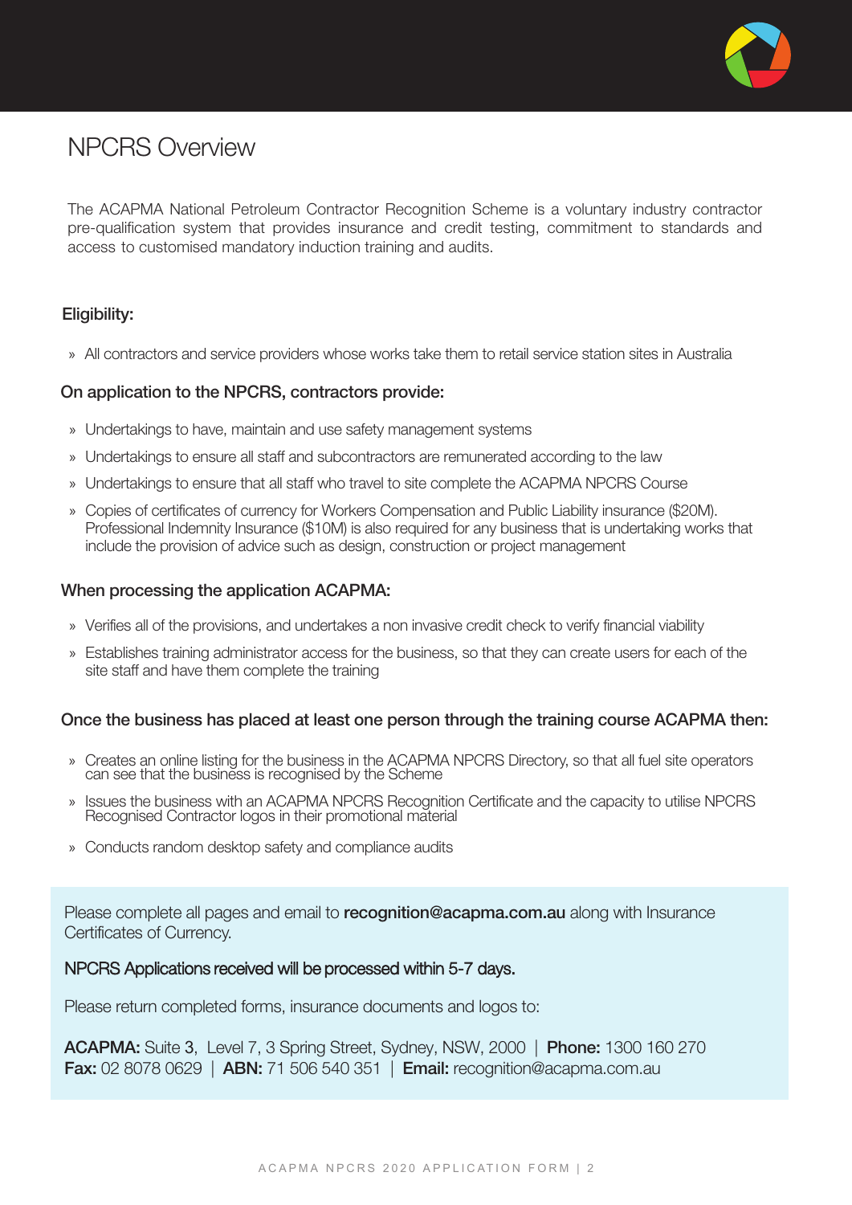# NPCRS Overview

The ACAPMA National Petroleum Contractor Recognition Scheme is a voluntary industry contractor pre-qualification system that provides insurance and credit testing, commitment to standards and access to customised mandatory induction training and audits.

### Eligibility:

- All contractors and service providers whose works take them to retail service station sites in Australia

### On application to the NPCRS, contractors provide:

- Undertakings to have, maintain and use safety management systems
- Undertakings to ensure all staff and subcontractors are remunerated according to the law
- Undertakings to ensure that all staff who travel to site complete the ACAPMA NPCRS Course
- Copies of certificates of currency for Workers Compensation and Public Liability insurance ($20M). Professional Indemnity Insurance ($10M) is also required for any business that is undertaking works that include the provision of advice such as design, construction or project management

### When processing the application ACAPMA:

- Verifies all of the provisions, and undertakes a non invasive credit check to verify financial viability
- Establishes training administrator access for the business, so that they can create users for each of the site staff and have them complete the training

### Once the business has placed at least one person through the training course ACAPMA then:

- Creates an online listing for the business in the ACAPMA NPCRS Directory, so that all fuel site operators can see that the business is recognised by the Scheme
- Issues the business with an ACAPMA NPCRS Recognition Certificate and the capacity to utilise NPCRS Recognised Contractor logos in their promotional material
- Conducts random desktop safety and compliance audits

Please complete all pages and email to **recognition@acapma.com.au** along with Insurance Certificates of Currency.

NPCRS Applications received will be processed within 5-7 days.

Please return completed forms, insurance documents and logos to:

**ACAPMA:** Suite 3, Level 7, 3 Spring Street, Sydney, NSW, 2000 | **Phone:** 1300 160 270
**Fax:** 02 8078 0629 | **ABN:** 71 506 540 351 | **Email:** recognition@acapma.com.au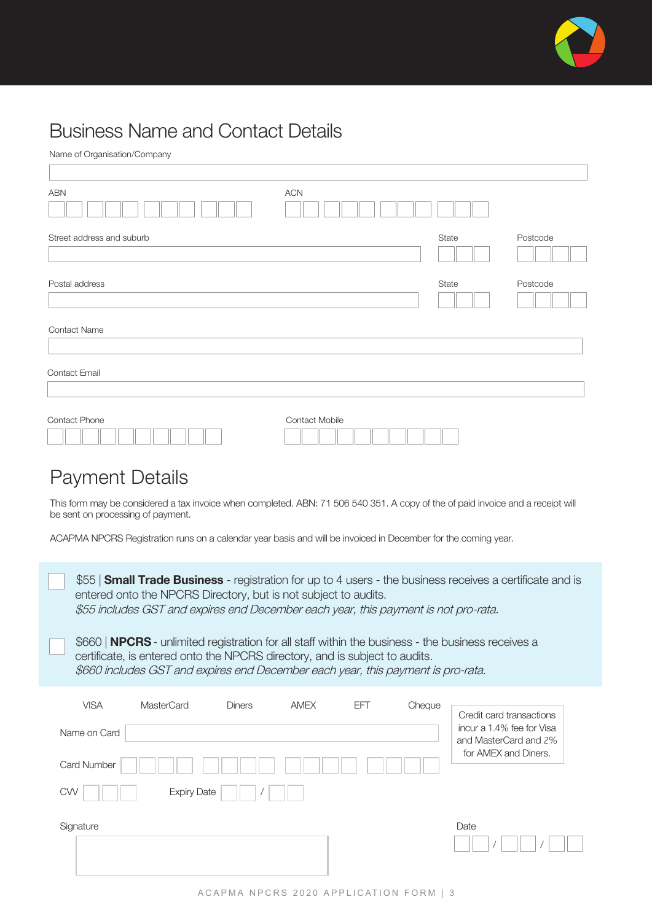## Business Name and Contact Details

Name of Organisation/Company

ABN

ACN

Street address and suburb

State

Postcode

Postal address

State

Postcode

Contact Name

Contact Email

Contact Phone

Contact Mobile

## Payment Details

This form may be considered a tax invoice when completed. ABN: 71 506 540 351. A copy of the of paid invoice and a receipt will be sent on processing of payment.

ACAPMA NPCRS Registration runs on a calendar year basis and will be invoiced in December for the coming year.

- [ ] $55 | **Small Trade Business** - registration for up to 4 users - the business receives a certificate and is entered onto the NPCRS Directory, but is not subject to audits.
*$55 includes GST and expires end December each year, this payment is not pro-rata.*

- [ ] $660 | **NPCRS** - unlimited registration for all staff within the business - the business receives a certificate, is entered onto the NPCRS directory, and is subject to audits.
*$660 includes GST and expires end December each year, this payment is pro-rata.*

VISA MasterCard Diners AMEX EFT Cheque

Credit card transactions incur a 1.4% fee for Visa and MasterCard and 2% for AMEX and Diners.

Name on Card

Card Number

CVV

Expiry Date /

Signature

Date / /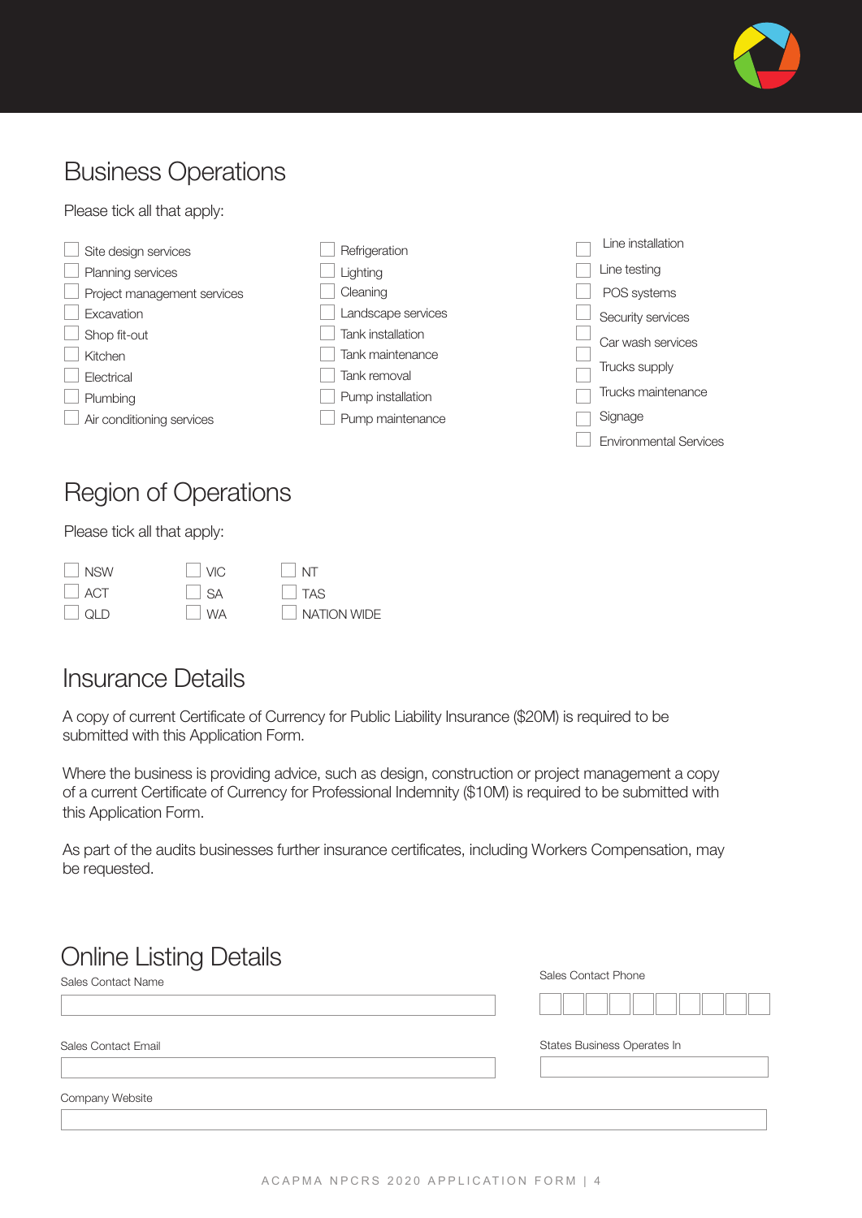## Business Operations

Please tick all that apply:

- ☐ Site design services
- ☐ Planning services
- ☐ Project management services
- ☐ Excavation
- ☐ Shop fit-out
- ☐ Kitchen
- ☐ Electrical
- ☐ Plumbing
- ☐ Air conditioning services
- ☐ Refrigeration
- ☐ Lighting
- ☐ Cleaning
- ☐ Landscape services
- ☐ Tank installation
- ☐ Tank maintenance
- ☐ Tank removal
- ☐ Pump installation
- ☐ Pump maintenance
- ☐ Line installation
- ☐ Line testing
- ☐ POS systems
- ☐ Security services
- ☐ Car wash services
- ☐ Trucks supply
- ☐ Trucks maintenance
- ☐ Signage
- ☐ Environmental Services

## Region of Operations

Please tick all that apply:

- ☐ NSW
- ☐ ACT
- ☐ QLD
- ☐ VIC
- ☐ SA
- ☐ WA
- ☐ NT
- ☐ TAS
- ☐ NATION WIDE

## Insurance Details

A copy of current Certificate of Currency for Public Liability Insurance ($20M) is required to be submitted with this Application Form.

Where the business is providing advice, such as design, construction or project management a copy of a current Certificate of Currency for Professional Indemnity ($10M) is required to be submitted with this Application Form.

As part of the audits businesses further insurance certificates, including Workers Compensation, may be requested.

## Online Listing Details

Sales Contact Name

Sales Contact Phone

Sales Contact Email

States Business Operates In

Company Website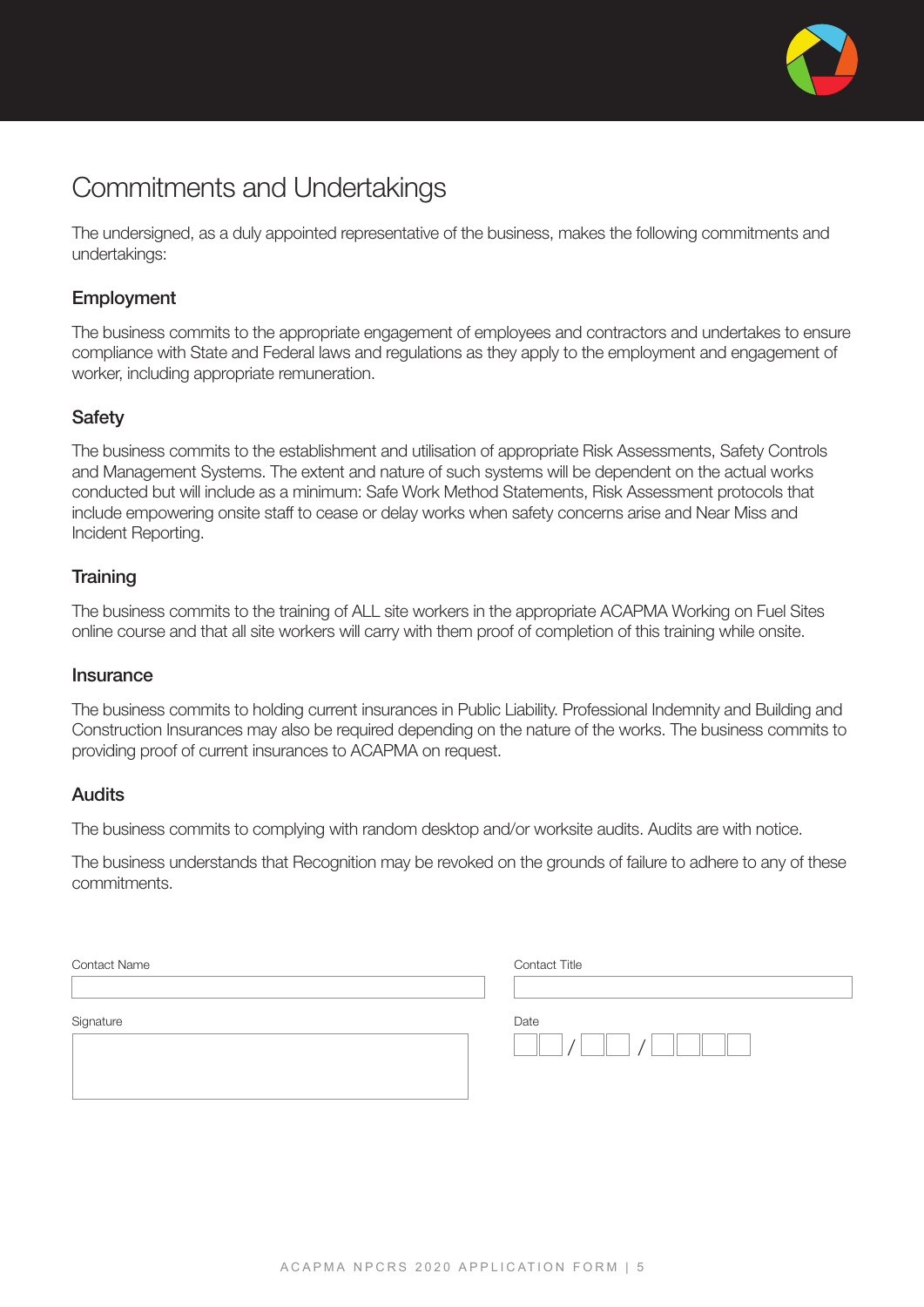# Commitments and Undertakings

The undersigned, as a duly appointed representative of the business, makes the following commitments and undertakings:

## Employment

The business commits to the appropriate engagement of employees and contractors and undertakes to ensure compliance with State and Federal laws and regulations as they apply to the employment and engagement of worker, including appropriate remuneration.

## Safety

The business commits to the establishment and utilisation of appropriate Risk Assessments, Safety Controls and Management Systems. The extent and nature of such systems will be dependent on the actual works conducted but will include as a minimum: Safe Work Method Statements, Risk Assessment protocols that include empowering onsite staff to cease or delay works when safety concerns arise and Near Miss and Incident Reporting.

## Training

The business commits to the training of ALL site workers in the appropriate ACAPMA Working on Fuel Sites online course and that all site workers will carry with them proof of completion of this training while onsite.

## Insurance

The business commits to holding current insurances in Public Liability. Professional Indemnity and Building and Construction Insurances may also be required depending on the nature of the works. The business commits to providing proof of current insurances to ACAPMA on request.

## Audits

The business commits to complying with random desktop and/or worksite audits. Audits are with notice.

The business understands that Recognition may be revoked on the grounds of failure to adhere to any of these commitments.

Contact Name

Contact Title

Signature

Date
__ __ / __ __ / __ __ __ __